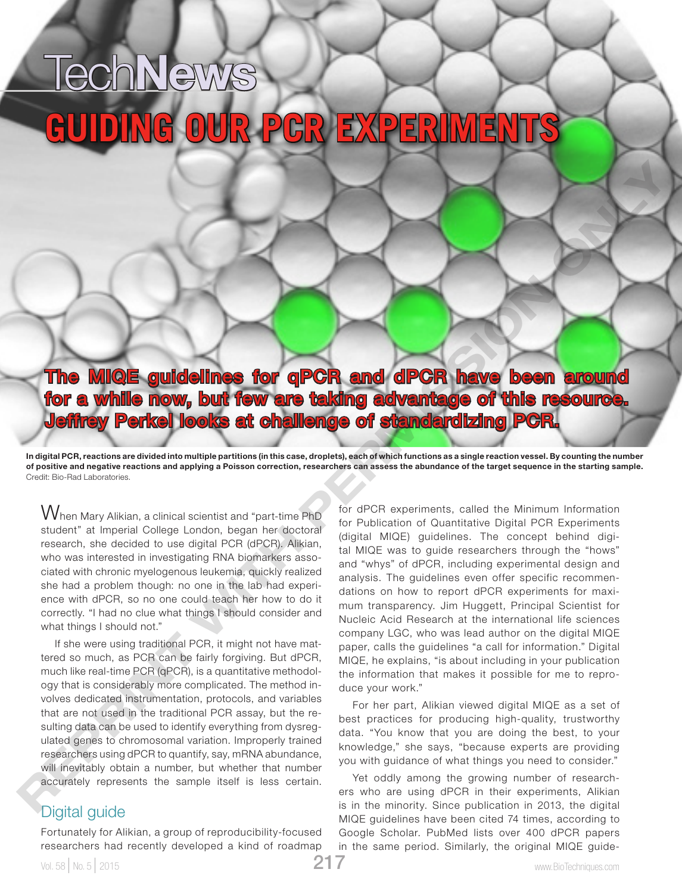# TechNews

## GUIDING OUR PCR EXPERIMENTS

**The MIQE guidelines for qPCR and dPCR have been around for a while now, but few are taking advantage of this resource. Jeffrey Perkel looks at challenge of standardizing PCR.**

**In digital PCR, reactions are divided into multiple partitions (in this case, droplets), each of which functions as a single reaction vessel. By counting the number of positive and negative reactions and applying a Poisson correction, researchers can assess the abundance of the target sequence in the starting sample.** Credit: Bio-Rad Laboratories.

When Mary Alikian, a clinical scientist and "part-time PhD student" at Imperial College London, began her doctoral research, she decided to use digital PCR (dPCR). Alikian, who was interested in investigating RNA biomarkers associated with chronic myelogenous leukemia, quickly realized she had a problem though: no one in the lab had experience with dPCR, so no one could teach her how to do it correctly. "I had no clue what things I should consider and what things I should not."

If she were using traditional PCR, it might not have mattered so much, as PCR can be fairly forgiving. But dPCR, much like real-time PCR (qPCR), is a quantitative methodology that is considerably more complicated. The method involves dedicated instrumentation, protocols, and variables that are not used in the traditional PCR assay, but the resulting data can be used to identify everything from dysregulated genes to chromosomal variation. Improperly trained researchers using dPCR to quantify, say, mRNA abundance, will inevitably obtain a number, but whether that number accurately represents the sample itself is less certain.

## Digital guide

Fortunately for Alikian, a group of reproducibility-focused researchers had recently developed a kind of roadmap for dPCR experiments, called the Minimum Information for Publication of Quantitative Digital PCR Experiments (digital MIQE) guidelines. The concept behind digital MIQE was to guide researchers through the "hows" and "whys" of dPCR, including experimental design and analysis. The guidelines even offer specific recommendations on how to report dPCR experiments for maximum transparency. Jim Huggett, Principal Scientist for Nucleic Acid Research at the international life sciences company LGC, who was lead author on the digital MIQE paper, calls the guidelines "a call for information." Digital MIQE, he explains, "is about including in your publication the information that makes it possible for me to reproduce your work."

For her part, Alikian viewed digital MIQE as a set of best practices for producing high-quality, trustworthy data. "You know that you are doing the best, to your knowledge," she says, "because experts are providing you with guidance of what things you need to consider."

Yet oddly among the growing number of researchers who are using dPCR in their experiments, Alikian is in the minority. Since publication in 2013, the digital MIQE guidelines have been cited 74 times, according to Google Scholar. PubMed lists over 400 dPCR papers in the same period. Similarly, the original MIQE guide-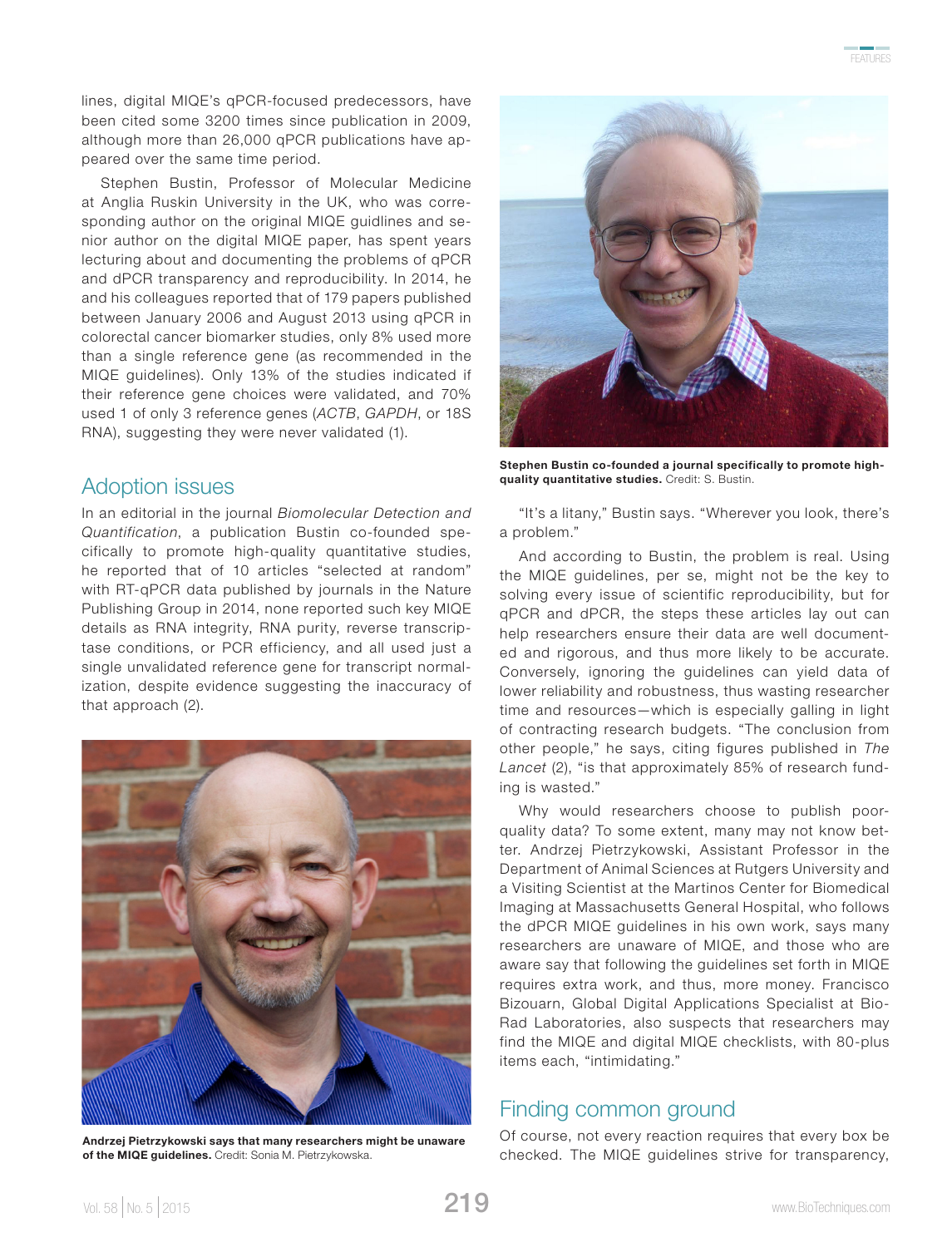lines, digital MIQE's qPCR-focused predecessors, have been cited some 3200 times since publication in 2009, although more than 26,000 qPCR publications have appeared over the same time period.

Stephen Bustin, Professor of Molecular Medicine at Anglia Ruskin University in the UK, who was corresponding author on the original MIQE guidelines and senior author on the digital MIQE paper, has spent years lecturing about and documenting the problems of qPCR and dPCR transparency and reproducibility. In 2014, he and his colleagues reported that of 179 papers published between January 2006 and August 2013 using qPCR in colorectal cancer biomarker studies, only 8% used more than a single reference gene (as recommended in the MIQE guidelines). Only 13% of the studies indicated if their reference gene choices were validated, and 70% used 1 of only 3 reference genes (*ACTB*, *GAPDH*, or 18S RNA), suggesting they were never validated (1).

## Adoption issues

In an editorial in the journal *Biomolecular Detection and Quantification*, a publication Bustin co-founded specifically to promote high-quality quantitative studies, he reported that of 10 articles "selected at random" with RT-qPCR data published by journals in the Nature Publishing Group in 2014, none reported such key MIQE details as RNA integrity, RNA purity, reverse transcriptase conditions, or PCR efficiency, and all used just a single unvalidated reference gene for transcript normalization, despite evidence suggesting the inaccuracy of that approach (2).

**Andrzej Pietrzykowski says that many researchers might be unaware of the MIQE guidelines.** Credit: Sonia M. Pietrzykowska.

**Stephen Bustin co-founded a journal specifically to promote high-quality quantitative studies.** Credit: S. Bustin.

"It's a litany," Bustin says. "Wherever you look, there's a problem."

And according to Bustin, the problem is real. Using the MIQE guidelines, per se, might not be the key to solving every issue of scientific reproducibility, but for qPCR and dPCR, the steps these articles lay out can help researchers ensure their data are well documented and rigorous, and thus more likely to be accurate. Conversely, ignoring the guidelines can yield data of lower reliability and robustness, thus wasting researcher time and resources—which is especially galling in light of contracting research budgets. "The conclusion from other people," he says, citing figures published in *The Lancet* (2), "is that approximately 85% of research funding is wasted."

Why would researchers choose to publish poor-quality data? To some extent, many may not know better. Andrzej Pietrzykowski, Assistant Professor in the Department of Animal Sciences at Rutgers University and a Visiting Scientist at the Martinos Center for Biomedical Imaging at Massachusetts General Hospital, who follows the dPCR MIQE guidelines in his own work, says many researchers are unaware of MIQE, and those who are aware say that following the guidelines set forth in MIQE requires extra work, and thus, more money. Francisco Bizouarn, Global Digital Applications Specialist at Bio-Rad Laboratories, also suspects that researchers may find the MIQE and digital MIQE checklists, with 80-plus items each, "intimidating."

## Finding common ground

Of course, not every reaction requires that every box be checked. The MIQE guidelines strive for transparency,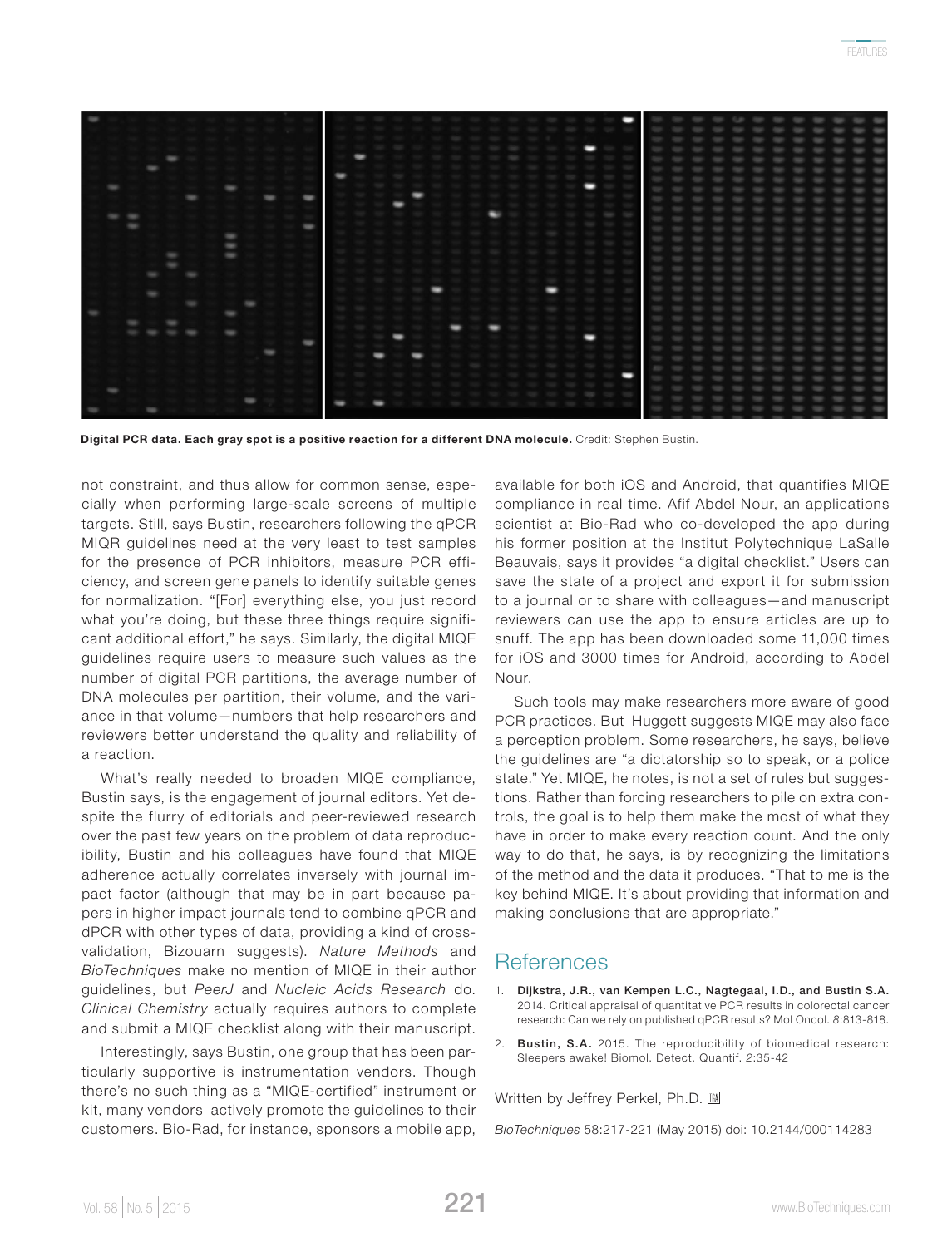**Digital PCR data. Each gray spot is a positive reaction for a different DNA molecule.** Credit: Stephen Bustin.

not constraint, and thus allow for common sense, especially when performing large-scale screens of multiple targets. Still, says Bustin, researchers following the qPCR MIQR guidelines need at the very least to test samples for the presence of PCR inhibitors, measure PCR efficiency, and screen gene panels to identify suitable genes for normalization. "[For] everything else, you just record what you're doing, but these three things require significant additional effort," he says. Similarly, the digital MIQE guidelines require users to measure such values as the number of digital PCR partitions, the average number of DNA molecules per partition, their volume, and the variance in that volume—numbers that help researchers and reviewers better understand the quality and reliability of a reaction.

What's really needed to broaden MIQE compliance, Bustin says, is the engagement of journal editors. Yet despite the flurry of editorials and peer-reviewed research over the past few years on the problem of data reproducibility, Bustin and his colleagues have found that MIQE adherence actually correlates inversely with journal impact factor (although that may be in part because papers in higher impact journals tend to combine qPCR and dPCR with other types of data, providing a kind of cross-validation, Bizouarn suggests). *Nature Methods* and *BioTechniques* make no mention of MIQE in their author guidelines, but *PeerJ* and *Nucleic Acids Research* do. *Clinical Chemistry* actually requires authors to complete and submit a MIQE checklist along with their manuscript.

Interestingly, says Bustin, one group that has been particularly supportive is instrumentation vendors. Though there's no such thing as a "MIQE-certified" instrument or kit, many vendors actively promote the guidelines to their customers. Bio-Rad, for instance, sponsors a mobile app, available for both iOS and Android, that quantifies MIQE compliance in real time. Afif Abdel Nour, an applications scientist at Bio-Rad who co-developed the app during his former position at the Institut Polytechnique LaSalle Beauvais, says it provides "a digital checklist." Users can save the state of a project and export it for submission to a journal or to share with colleagues—and manuscript reviewers can use the app to ensure articles are up to snuff. The app has been downloaded some 11,000 times for iOS and 3000 times for Android, according to Abdel Nour.

Such tools may make researchers more aware of good PCR practices. But Huggett suggests MIQE may also face a perception problem. Some researchers, he says, believe the guidelines are "a dictatorship so to speak, or a police state." Yet MIQE, he notes, is not a set of rules but suggestions. Rather than forcing researchers to pile on extra controls, the goal is to help them make the most of what they have in order to make every reaction count. And the only way to do that, he says, is by recognizing the limitations of the method and the data it produces. "That to me is the key behind MIQE. It's about providing that information and making conclusions that are appropriate."

## References

1. **Dijkstra, J.R., van Kempen L.C., Nagtegaal, I.D., and Bustin S.A.** 2014. Critical appraisal of quantitative PCR results in colorectal cancer research: Can we rely on published qPCR results? Mol Oncol. *8*:813-818.
2. **Bustin, S.A.** 2015. The reproducibility of biomedical research: Sleepers awake! Biomol. Detect. Quantif. *2*:35-42

Written by Jeffrey Perkel, Ph.D.

*BioTechniques* 58:217-221 (May 2015) doi: 10.2144/000114283